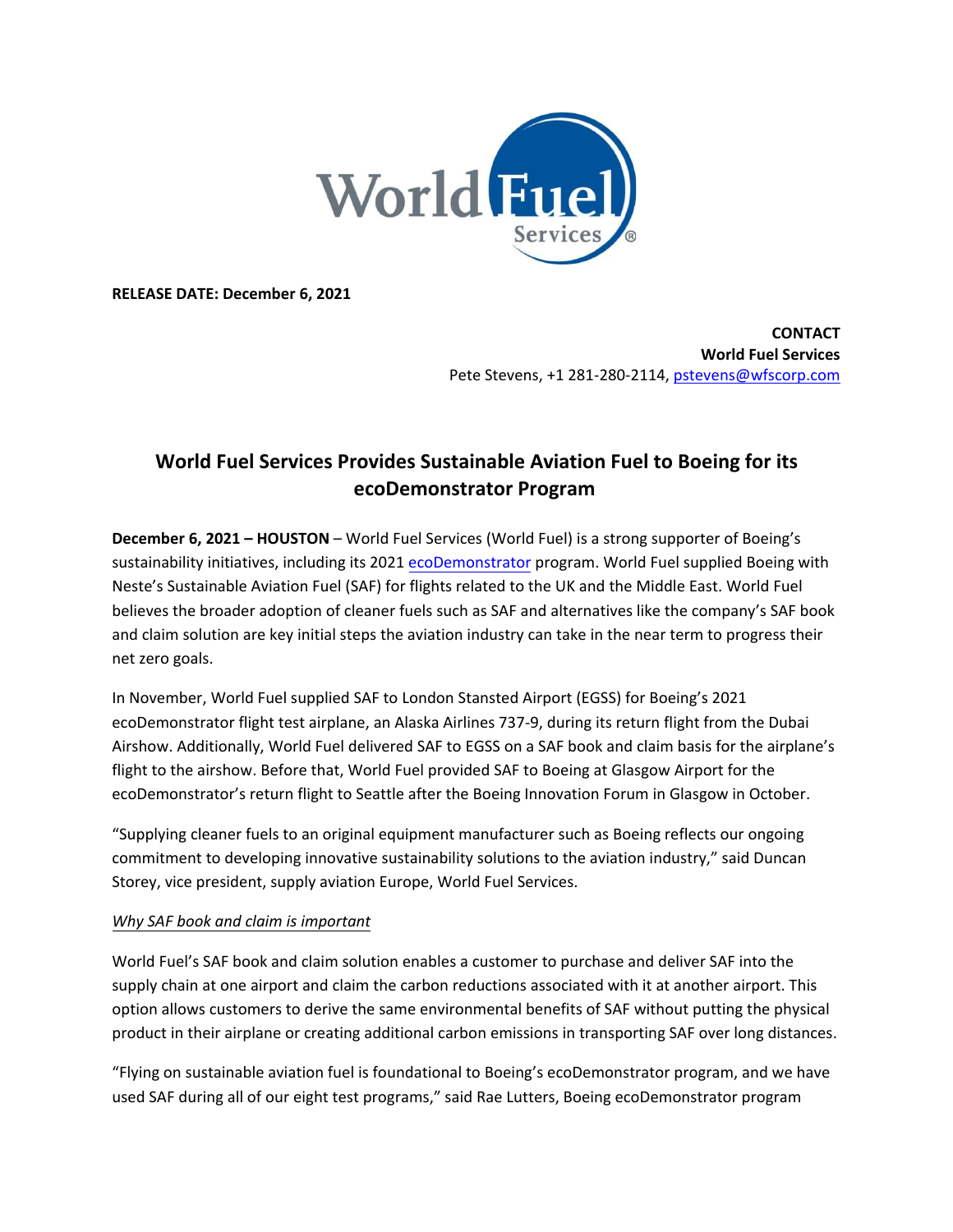**RELEASE DATE: December 6, 2021**

**CONTACT**
**World Fuel Services**
Pete Stevens, +1 281-280-2114, pstevens@wfscorp.com

# World Fuel Services Provides Sustainable Aviation Fuel to Boeing for its ecoDemonstrator Program

**December 6, 2021 – HOUSTON** – World Fuel Services (World Fuel) is a strong supporter of Boeing's sustainability initiatives, including its 2021 ecoDemonstrator program. World Fuel supplied Boeing with Neste's Sustainable Aviation Fuel (SAF) for flights related to the UK and the Middle East. World Fuel believes the broader adoption of cleaner fuels such as SAF and alternatives like the company's SAF book and claim solution are key initial steps the aviation industry can take in the near term to progress their net zero goals.

In November, World Fuel supplied SAF to London Stansted Airport (EGSS) for Boeing's 2021 ecoDemonstrator flight test airplane, an Alaska Airlines 737-9, during its return flight from the Dubai Airshow. Additionally, World Fuel delivered SAF to EGSS on a SAF book and claim basis for the airplane's flight to the airshow. Before that, World Fuel provided SAF to Boeing at Glasgow Airport for the ecoDemonstrator's return flight to Seattle after the Boeing Innovation Forum in Glasgow in October.

"Supplying cleaner fuels to an original equipment manufacturer such as Boeing reflects our ongoing commitment to developing innovative sustainability solutions to the aviation industry," said Duncan Storey, vice president, supply aviation Europe, World Fuel Services.

*Why SAF book and claim is important*

World Fuel's SAF book and claim solution enables a customer to purchase and deliver SAF into the supply chain at one airport and claim the carbon reductions associated with it at another airport. This option allows customers to derive the same environmental benefits of SAF without putting the physical product in their airplane or creating additional carbon emissions in transporting SAF over long distances.

"Flying on sustainable aviation fuel is foundational to Boeing's ecoDemonstrator program, and we have used SAF during all of our eight test programs," said Rae Lutters, Boeing ecoDemonstrator program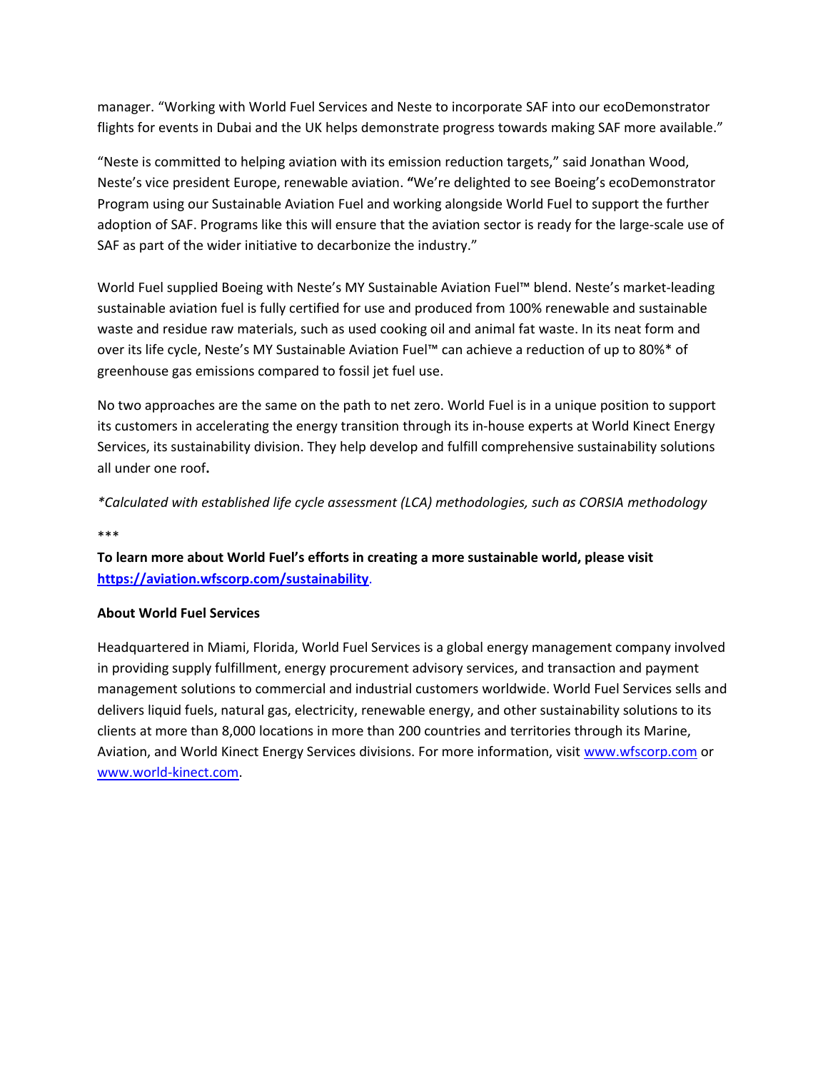manager. “Working with World Fuel Services and Neste to incorporate SAF into our ecoDemonstrator flights for events in Dubai and the UK helps demonstrate progress towards making SAF more available.”

“Neste is committed to helping aviation with its emission reduction targets,” said Jonathan Wood, Neste’s vice president Europe, renewable aviation. **“**We’re delighted to see Boeing’s ecoDemonstrator Program using our Sustainable Aviation Fuel and working alongside World Fuel to support the further adoption of SAF. Programs like this will ensure that the aviation sector is ready for the large-scale use of SAF as part of the wider initiative to decarbonize the industry.”

World Fuel supplied Boeing with Neste’s MY Sustainable Aviation Fuel™ blend. Neste’s market-leading sustainable aviation fuel is fully certified for use and produced from 100% renewable and sustainable waste and residue raw materials, such as used cooking oil and animal fat waste. In its neat form and over its life cycle, Neste’s MY Sustainable Aviation Fuel™ can achieve a reduction of up to 80%* of greenhouse gas emissions compared to fossil jet fuel use.

No two approaches are the same on the path to net zero. World Fuel is in a unique position to support its customers in accelerating the energy transition through its in-house experts at World Kinect Energy Services, its sustainability division. They help develop and fulfill comprehensive sustainability solutions all under one roof**.**

*\*Calculated with established life cycle assessment (LCA) methodologies, such as CORSIA methodology*

\*\*\*

**To learn more about World Fuel’s efforts in creating a more sustainable world, please visit [https://aviation.wfscorp.com/sustainability](https://aviation.wfscorp.com/sustainability).**

**About World Fuel Services**

Headquartered in Miami, Florida, World Fuel Services is a global energy management company involved in providing supply fulfillment, energy procurement advisory services, and transaction and payment management solutions to commercial and industrial customers worldwide. World Fuel Services sells and delivers liquid fuels, natural gas, electricity, renewable energy, and other sustainability solutions to its clients at more than 8,000 locations in more than 200 countries and territories through its Marine, Aviation, and World Kinect Energy Services divisions. For more information, visit [www.wfscorp.com](http://www.wfscorp.com) or [www.world-kinect.com](http://www.world-kinect.com).